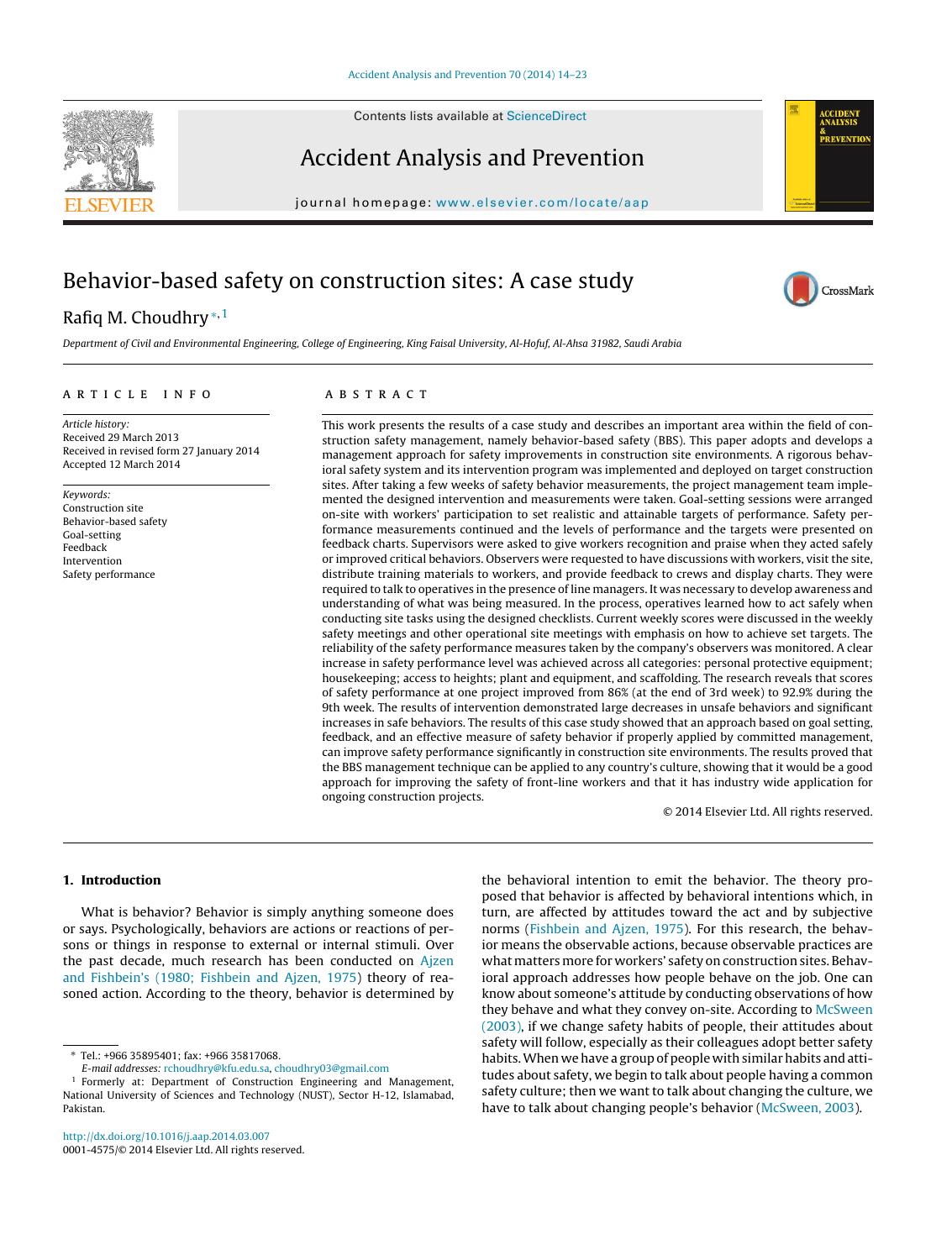# Behavior-based safety on construction sites: A case study

Rafiq M. Choudhry [*,1]

Department of Civil and Environmental Engineering, College of Engineering, King Faisal University, Al-Hofuf, Al-Ahsa 31982, Saudi Arabia

## ARTICLE INFO

*Article history:*
Received 29 March 2013
Received in revised form 27 January 2014
Accepted 12 March 2014

*Keywords:*
Construction site
Behavior-based safety
Goal-setting
Feedback
Intervention
Safety performance

## ABSTRACT

This work presents the results of a case study and describes an important area within the field of construction safety management, namely behavior-based safety (BBS). This paper adopts and develops a management approach for safety improvements in construction site environments. A rigorous behavioral safety system and its intervention program was implemented and deployed on target construction sites. After taking a few weeks of safety behavior measurements, the project management team implemented the designed intervention and measurements were taken. Goal-setting sessions were arranged on-site with workers' participation to set realistic and attainable targets of performance. Safety performance measurements continued and the levels of performance and the targets were presented on feedback charts. Supervisors were asked to give workers recognition and praise when they acted safely or improved critical behaviors. Observers were requested to have discussions with workers, visit the site, distribute training materials to workers, and provide feedback to crews and display charts. They were required to talk to operatives in the presence of line managers. It was necessary to develop awareness and understanding of what was being measured. In the process, operatives learned how to act safely when conducting site tasks using the designed checklists. Current weekly scores were discussed in the weekly safety meetings and other operational site meetings with emphasis on how to achieve set targets. The reliability of the safety performance measures taken by the company's observers was monitored. A clear increase in safety performance level was achieved across all categories: personal protective equipment; housekeeping; access to heights; plant and equipment, and scaffolding. The research reveals that scores of safety performance at one project improved from 86% (at the end of 3rd week) to 92.9% during the 9th week. The results of intervention demonstrated large decreases in unsafe behaviors and significant increases in safe behaviors. The results of this case study showed that an approach based on goal setting, feedback, and an effective measure of safety behavior if properly applied by committed management, can improve safety performance significantly in construction site environments. The results proved that the BBS management technique can be applied to any country's culture, showing that it would be a good approach for improving the safety of front-line workers and that it has industry wide application for ongoing construction projects.

© 2014 Elsevier Ltd. All rights reserved.

## 1. Introduction

What is behavior? Behavior is simply anything someone does or says. Psychologically, behaviors are actions or reactions of persons or things in response to external or internal stimuli. Over the past decade, much research has been conducted on Ajzen and Fishbein's (1980; Fishbein and Ajzen, 1975) theory of reasoned action. According to the theory, behavior is determined by the behavioral intention to emit the behavior. The theory proposed that behavior is affected by behavioral intentions which, in turn, are affected by attitudes toward the act and by subjective norms (Fishbein and Ajzen, 1975). For this research, the behavior means the observable actions, because observable practices are what matters more for workers' safety on construction sites. Behavioral approach addresses how people behave on the job. One can know about someone's attitude by conducting observations of how they behave and what they convey on-site. According to McSween (2003), if we change safety habits of people, their attitudes about safety will follow, especially as their colleagues adopt better safety habits. When we have a group of people with similar habits and attitudes about safety, we begin to talk about people having a common safety culture; then we want to talk about changing the culture, we have to talk about changing people's behavior (McSween, 2003).

---

[*] Tel.: +966 35895401; fax: +966 35817068.
E-mail addresses: rchoudhry@kfu.edu.sa, choudhry03@gmail.com

[1] Formerly at: Department of Construction Engineering and Management, National University of Sciences and Technology (NUST), Sector H-12, Islamabad, Pakistan.

http://dx.doi.org/10.1016/j.aap.2014.03.007
0001-4575/© 2014 Elsevier Ltd. All rights reserved.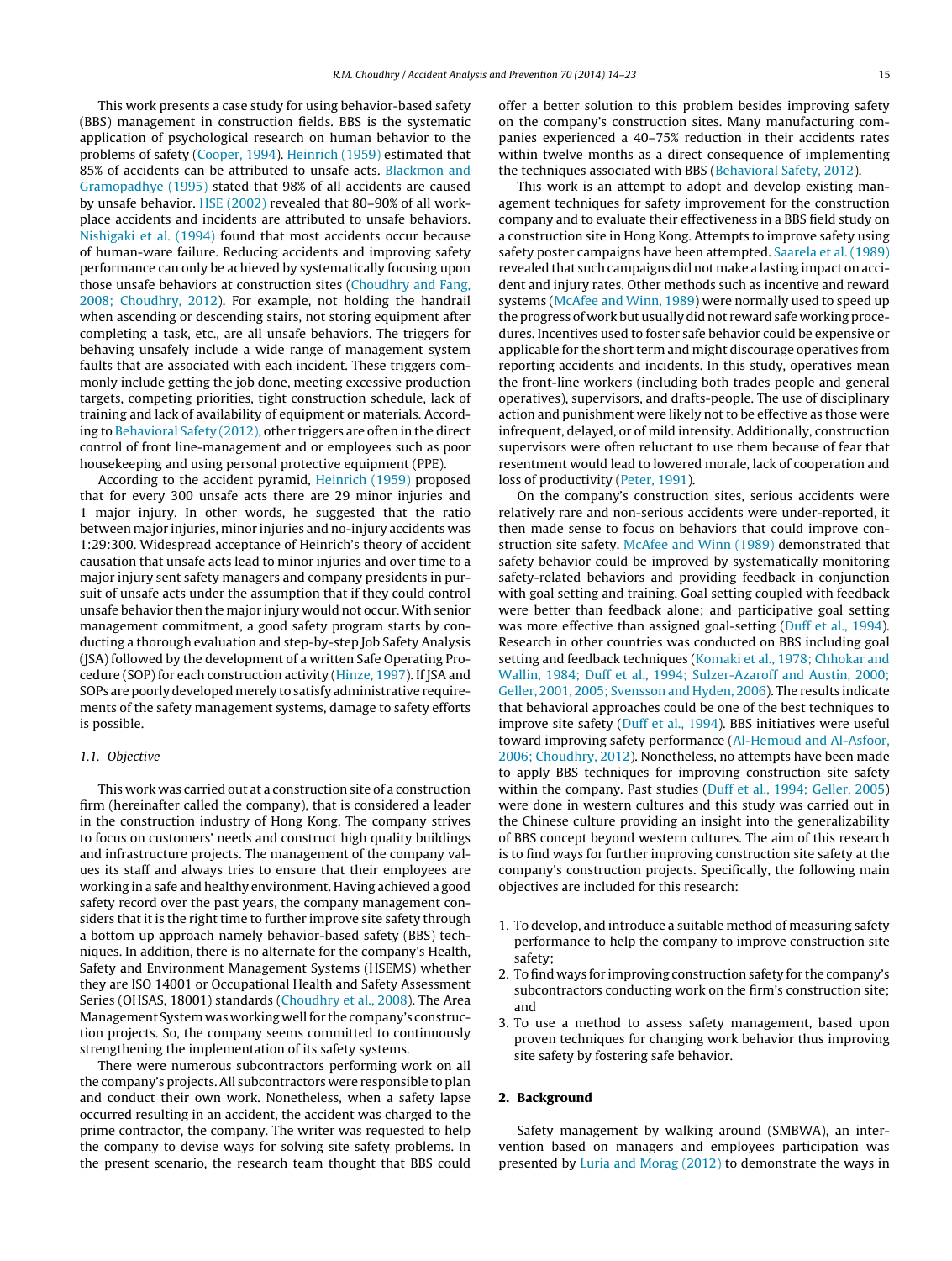This work presents a case study for using behavior-based safety (BBS) management in construction fields. BBS is the systematic application of psychological research on human behavior to the problems of safety (Cooper, 1994). Heinrich (1959) estimated that 85% of accidents can be attributed to unsafe acts. Blackmon and Gramopadhye (1995) stated that 98% of all accidents are caused by unsafe behavior. HSE (2002) revealed that 80–90% of all workplace accidents and incidents are attributed to unsafe behaviors. Nishigaki et al. (1994) found that most accidents occur because of human-ware failure. Reducing accidents and improving safety performance can only be achieved by systematically focusing upon those unsafe behaviors at construction sites (Choudhry and Fang, 2008; Choudhry, 2012). For example, not holding the handrail when ascending or descending stairs, not storing equipment after completing a task, etc., are all unsafe behaviors. The triggers for behaving unsafely include a wide range of management system faults that are associated with each incident. These triggers commonly include getting the job done, meeting excessive production targets, competing priorities, tight construction schedule, lack of training and lack of availability of equipment or materials. According to Behavioral Safety (2012), other triggers are often in the direct control of front line-management and or employees such as poor housekeeping and using personal protective equipment (PPE).

According to the accident pyramid, Heinrich (1959) proposed that for every 300 unsafe acts there are 29 minor injuries and 1 major injury. In other words, he suggested that the ratio between major injuries, minor injuries and no-injury accidents was 1:29:300. Widespread acceptance of Heinrich's theory of accident causation that unsafe acts lead to minor injuries and over time to a major injury sent safety managers and company presidents in pursuit of unsafe acts under the assumption that if they could control unsafe behavior then the major injury would not occur. With senior management commitment, a good safety program starts by conducting a thorough evaluation and step-by-step Job Safety Analysis (JSA) followed by the development of a written Safe Operating Procedure (SOP) for each construction activity (Hinze, 1997). If JSA and SOPs are poorly developed merely to satisfy administrative requirements of the safety management systems, damage to safety efforts is possible.

### 1.1. Objective

This work was carried out at a construction site of a construction firm (hereinafter called the company), that is considered a leader in the construction industry of Hong Kong. The company strives to focus on customers' needs and construct high quality buildings and infrastructure projects. The management of the company values its staff and always tries to ensure that their employees are working in a safe and healthy environment. Having achieved a good safety record over the past years, the company management considers that it is the right time to further improve site safety through a bottom up approach namely behavior-based safety (BBS) techniques. In addition, there is no alternate for the company's Health, Safety and Environment Management Systems (HSEMS) whether they are ISO 14001 or Occupational Health and Safety Assessment Series (OHSAS, 18001) standards (Choudhry et al., 2008). The Area Management System was working well for the company's construction projects. So, the company seems committed to continuously strengthening the implementation of its safety systems.

There were numerous subcontractors performing work on all the company's projects. All subcontractors were responsible to plan and conduct their own work. Nonetheless, when a safety lapse occurred resulting in an accident, the accident was charged to the prime contractor, the company. The writer was requested to help the company to devise ways for solving site safety problems. In the present scenario, the research team thought that BBS could offer a better solution to this problem besides improving safety on the company's construction sites. Many manufacturing companies experienced a 40–75% reduction in their accidents rates within twelve months as a direct consequence of implementing the techniques associated with BBS (Behavioral Safety, 2012).

This work is an attempt to adopt and develop existing management techniques for safety improvement for the construction company and to evaluate their effectiveness in a BBS field study on a construction site in Hong Kong. Attempts to improve safety using safety poster campaigns have been attempted. Saarela et al. (1989) revealed that such campaigns did not make a lasting impact on accident and injury rates. Other methods such as incentive and reward systems (McAfee and Winn, 1989) were normally used to speed up the progress of work but usually did not reward safe working procedures. Incentives used to foster safe behavior could be expensive or applicable for the short term and might discourage operatives from reporting accidents and incidents. In this study, operatives mean the front-line workers (including both trades people and general operatives), supervisors, and drafts-people. The use of disciplinary action and punishment were likely not to be effective as those were infrequent, delayed, or of mild intensity. Additionally, construction supervisors were often reluctant to use them because of fear that resentment would lead to lowered morale, lack of cooperation and loss of productivity (Peter, 1991).

On the company's construction sites, serious accidents were relatively rare and non-serious accidents were under-reported, it then made sense to focus on behaviors that could improve construction site safety. McAfee and Winn (1989) demonstrated that safety behavior could be improved by systematically monitoring safety-related behaviors and providing feedback in conjunction with goal setting and training. Goal setting coupled with feedback were better than feedback alone; and participative goal setting was more effective than assigned goal-setting (Duff et al., 1994). Research in other countries was conducted on BBS including goal setting and feedback techniques (Komaki et al., 1978; Chhokar and Wallin, 1984; Duff et al., 1994; Sulzer-Azaroff and Austin, 2000; Geller, 2001, 2005; Svensson and Hyden, 2006). The results indicate that behavioral approaches could be one of the best techniques to improve site safety (Duff et al., 1994). BBS initiatives were useful toward improving safety performance (Al-Hemoud and Al-Asfoor, 2006; Choudhry, 2012). Nonetheless, no attempts have been made to apply BBS techniques for improving construction site safety within the company. Past studies (Duff et al., 1994; Geller, 2005) were done in western cultures and this study was carried out in the Chinese culture providing an insight into the generalizability of BBS concept beyond western cultures. The aim of this research is to find ways for further improving construction site safety at the company's construction projects. Specifically, the following main objectives are included for this research:

1. To develop, and introduce a suitable method of measuring safety performance to help the company to improve construction site safety;
2. To find ways for improving construction safety for the company's subcontractors conducting work on the firm's construction site; and
3. To use a method to assess safety management, based upon proven techniques for changing work behavior thus improving site safety by fostering safe behavior.

## 2. Background

Safety management by walking around (SMBWA), an intervention based on managers and employees participation was presented by Luria and Morag (2012) to demonstrate the ways in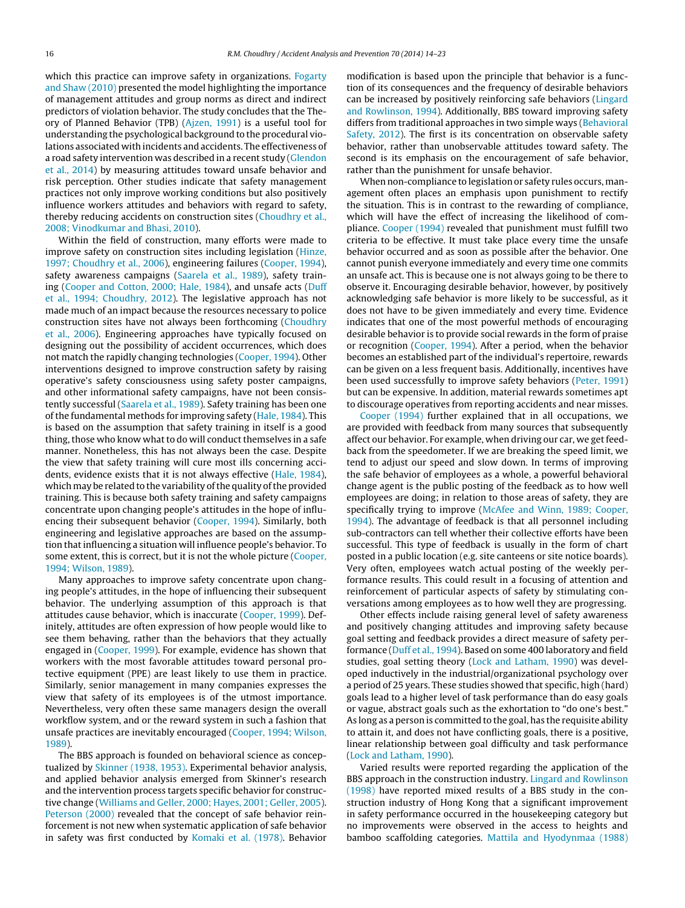which this practice can improve safety in organizations. Fogarty and Shaw (2010) presented the model highlighting the importance of management attitudes and group norms as direct and indirect predictors of violation behavior. The study concludes that the Theory of Planned Behavior (TPB) (Ajzen, 1991) is a useful tool for understanding the psychological background to the procedural violations associated with incidents and accidents. The effectiveness of a road safety intervention was described in a recent study (Glendon et al., 2014) by measuring attitudes toward unsafe behavior and risk perception. Other studies indicate that safety management practices not only improve working conditions but also positively influence workers attitudes and behaviors with regard to safety, thereby reducing accidents on construction sites (Choudhry et al., 2008; Vinodkumar and Bhasi, 2010).

Within the field of construction, many efforts were made to improve safety on construction sites including legislation (Hinze, 1997; Choudhry et al., 2006), engineering failures (Cooper, 1994), safety awareness campaigns (Saarela et al., 1989), safety training (Cooper and Cotton, 2000; Hale, 1984), and unsafe acts (Duff et al., 1994; Choudhry, 2012). The legislative approach has not made much of an impact because the resources necessary to police construction sites have not always been forthcoming (Choudhry et al., 2006). Engineering approaches have typically focused on designing out the possibility of accident occurrences, which does not match the rapidly changing technologies (Cooper, 1994). Other interventions designed to improve construction safety by raising operative's safety consciousness using safety poster campaigns, and other informational safety campaigns, have not been consistently successful (Saarela et al., 1989). Safety training has been one of the fundamental methods for improving safety (Hale, 1984). This is based on the assumption that safety training in itself is a good thing, those who know what to do will conduct themselves in a safe manner. Nonetheless, this has not always been the case. Despite the view that safety training will cure most ills concerning accidents, evidence exists that it is not always effective (Hale, 1984), which may be related to the variability of the quality of the provided training. This is because both safety training and safety campaigns concentrate upon changing people's attitudes in the hope of influencing their subsequent behavior (Cooper, 1994). Similarly, both engineering and legislative approaches are based on the assumption that influencing a situation will influence people's behavior. To some extent, this is correct, but it is not the whole picture (Cooper, 1994; Wilson, 1989).

Many approaches to improve safety concentrate upon changing people's attitudes, in the hope of influencing their subsequent behavior. The underlying assumption of this approach is that attitudes cause behavior, which is inaccurate (Cooper, 1999). Definitely, attitudes are often expression of how people would like to see them behaving, rather than the behaviors that they actually engaged in (Cooper, 1999). For example, evidence has shown that workers with the most favorable attitudes toward personal protective equipment (PPE) are least likely to use them in practice. Similarly, senior management in many companies expresses the view that safety of its employees is of the utmost importance. Nevertheless, very often these same managers design the overall workflow system, and or the reward system in such a fashion that unsafe practices are inevitably encouraged (Cooper, 1994; Wilson, 1989).

The BBS approach is founded on behavioral science as conceptualized by Skinner (1938, 1953). Experimental behavior analysis, and applied behavior analysis emerged from Skinner's research and the intervention process targets specific behavior for constructive change (Williams and Geller, 2000; Hayes, 2001; Geller, 2005). Peterson (2000) revealed that the concept of safe behavior reinforcement is not new when systematic application of safe behavior in safety was first conducted by Komaki et al. (1978). Behavior modification is based upon the principle that behavior is a function of its consequences and the frequency of desirable behaviors can be increased by positively reinforcing safe behaviors (Lingard and Rowlinson, 1994). Additionally, BBS toward improving safety differs from traditional approaches in two simple ways (Behavioral Safety, 2012). The first is its concentration on observable safety behavior, rather than unobservable attitudes toward safety. The second is its emphasis on the encouragement of safe behavior, rather than the punishment for unsafe behavior.

When non-compliance to legislation or safety rules occurs, management often places an emphasis upon punishment to rectify the situation. This is in contrast to the rewarding of compliance, which will have the effect of increasing the likelihood of compliance. Cooper (1994) revealed that punishment must fulfill two criteria to be effective. It must take place every time the unsafe behavior occurred and as soon as possible after the behavior. One cannot punish everyone immediately and every time one commits an unsafe act. This is because one is not always going to be there to observe it. Encouraging desirable behavior, however, by positively acknowledging safe behavior is more likely to be successful, as it does not have to be given immediately and every time. Evidence indicates that one of the most powerful methods of encouraging desirable behavior is to provide social rewards in the form of praise or recognition (Cooper, 1994). After a period, when the behavior becomes an established part of the individual's repertoire, rewards can be given on a less frequent basis. Additionally, incentives have been used successfully to improve safety behaviors (Peter, 1991) but can be expensive. In addition, material rewards sometimes apt to discourage operatives from reporting accidents and near misses.

Cooper (1994) further explained that in all occupations, we are provided with feedback from many sources that subsequently affect our behavior. For example, when driving our car, we get feedback from the speedometer. If we are breaking the speed limit, we tend to adjust our speed and slow down. In terms of improving the safe behavior of employees as a whole, a powerful behavioral change agent is the public posting of the feedback as to how well employees are doing; in relation to those areas of safety, they are specifically trying to improve (McAfee and Winn, 1989; Cooper, 1994). The advantage of feedback is that all personnel including sub-contractors can tell whether their collective efforts have been successful. This type of feedback is usually in the form of chart posted in a public location (e.g. site canteens or site notice boards). Very often, employees watch actual posting of the weekly performance results. This could result in a focusing of attention and reinforcement of particular aspects of safety by stimulating conversations among employees as to how well they are progressing.

Other effects include raising general level of safety awareness and positively changing attitudes and improving safety because goal setting and feedback provides a direct measure of safety performance (Duff et al., 1994). Based on some 400 laboratory and field studies, goal setting theory (Lock and Latham, 1990) was developed inductively in the industrial/organizational psychology over a period of 25 years. These studies showed that specific, high (hard) goals lead to a higher level of task performance than do easy goals or vague, abstract goals such as the exhortation to "do one's best." As long as a person is committed to the goal, has the requisite ability to attain it, and does not have conflicting goals, there is a positive, linear relationship between goal difficulty and task performance (Lock and Latham, 1990).

Varied results were reported regarding the application of the BBS approach in the construction industry. Lingard and Rowlinson (1998) have reported mixed results of a BBS study in the construction industry of Hong Kong that a significant improvement in safety performance occurred in the housekeeping category but no improvements were observed in the access to heights and bamboo scaffolding categories. Mattila and Hyodynmaa (1988)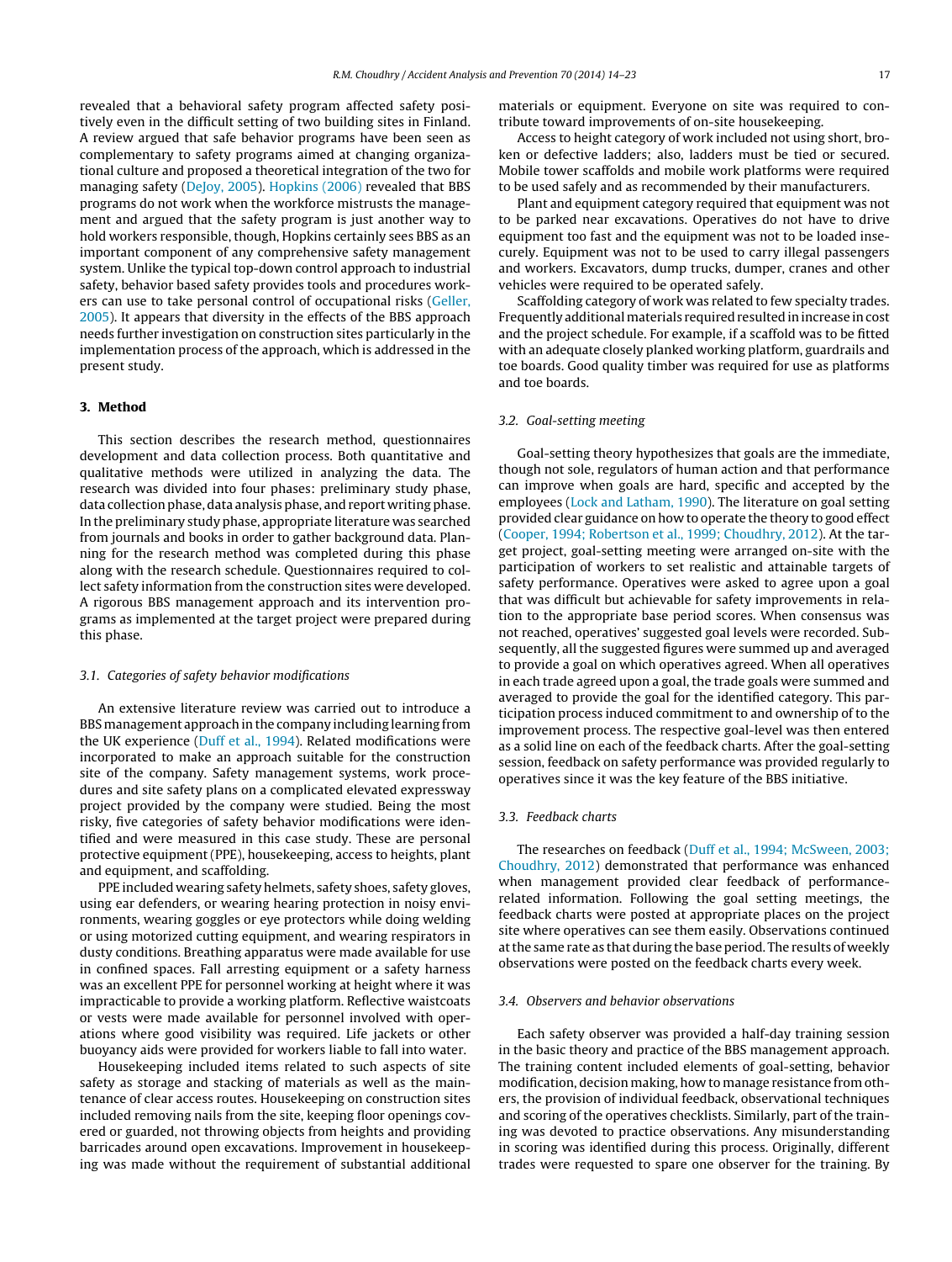revealed that a behavioral safety program affected safety positively even in the difficult setting of two building sites in Finland. A review argued that safe behavior programs have been seen as complementary to safety programs aimed at changing organizational culture and proposed a theoretical integration of the two for managing safety (DeJoy, 2005). Hopkins (2006) revealed that BBS programs do not work when the workforce mistrusts the management and argued that the safety program is just another way to hold workers responsible, though, Hopkins certainly sees BBS as an important component of any comprehensive safety management system. Unlike the typical top-down control approach to industrial safety, behavior based safety provides tools and procedures workers can use to take personal control of occupational risks (Geller, 2005). It appears that diversity in the effects of the BBS approach needs further investigation on construction sites particularly in the implementation process of the approach, which is addressed in the present study.

## 3. Method

This section describes the research method, questionnaires development and data collection process. Both quantitative and qualitative methods were utilized in analyzing the data. The research was divided into four phases: preliminary study phase, data collection phase, data analysis phase, and report writing phase. In the preliminary study phase, appropriate literature was searched from journals and books in order to gather background data. Planning for the research method was completed during this phase along with the research schedule. Questionnaires required to collect safety information from the construction sites were developed. A rigorous BBS management approach and its intervention programs as implemented at the target project were prepared during this phase.

### 3.1. Categories of safety behavior modifications

An extensive literature review was carried out to introduce a BBS management approach in the company including learning from the UK experience (Duff et al., 1994). Related modifications were incorporated to make an approach suitable for the construction site of the company. Safety management systems, work procedures and site safety plans on a complicated elevated expressway project provided by the company were studied. Being the most risky, five categories of safety behavior modifications were identified and were measured in this case study. These are personal protective equipment (PPE), housekeeping, access to heights, plant and equipment, and scaffolding.

PPE included wearing safety helmets, safety shoes, safety gloves, using ear defenders, or wearing hearing protection in noisy environments, wearing goggles or eye protectors while doing welding or using motorized cutting equipment, and wearing respirators in dusty conditions. Breathing apparatus were made available for use in confined spaces. Fall arresting equipment or a safety harness was an excellent PPE for personnel working at height where it was impracticable to provide a working platform. Reflective waistcoats or vests were made available for personnel involved with operations where good visibility was required. Life jackets or other buoyancy aids were provided for workers liable to fall into water.

Housekeeping included items related to such aspects of site safety as storage and stacking of materials as well as the maintenance of clear access routes. Housekeeping on construction sites included removing nails from the site, keeping floor openings covered or guarded, not throwing objects from heights and providing barricades around open excavations. Improvement in housekeeping was made without the requirement of substantial additional materials or equipment. Everyone on site was required to contribute toward improvements of on-site housekeeping.

Access to height category of work included not using short, broken or defective ladders; also, ladders must be tied or secured. Mobile tower scaffolds and mobile work platforms were required to be used safely and as recommended by their manufacturers.

Plant and equipment category required that equipment was not to be parked near excavations. Operatives do not have to drive equipment too fast and the equipment was not to be loaded insecurely. Equipment was not to be used to carry illegal passengers and workers. Excavators, dump trucks, dumper, cranes and other vehicles were required to be operated safely.

Scaffolding category of work was related to few specialty trades. Frequently additional materials required resulted in increase in cost and the project schedule. For example, if a scaffold was to be fitted with an adequate closely planked working platform, guardrails and toe boards. Good quality timber was required for use as platforms and toe boards.

### 3.2. Goal-setting meeting

Goal-setting theory hypothesizes that goals are the immediate, though not sole, regulators of human action and that performance can improve when goals are hard, specific and accepted by the employees (Lock and Latham, 1990). The literature on goal setting provided clear guidance on how to operate the theory to good effect (Cooper, 1994; Robertson et al., 1999; Choudhry, 2012). At the target project, goal-setting meeting were arranged on-site with the participation of workers to set realistic and attainable targets of safety performance. Operatives were asked to agree upon a goal that was difficult but achievable for safety improvements in relation to the appropriate base period scores. When consensus was not reached, operatives' suggested goal levels were recorded. Subsequently, all the suggested figures were summed up and averaged to provide a goal on which operatives agreed. When all operatives in each trade agreed upon a goal, the trade goals were summed and averaged to provide the goal for the identified category. This participation process induced commitment to and ownership of to the improvement process. The respective goal-level was then entered as a solid line on each of the feedback charts. After the goal-setting session, feedback on safety performance was provided regularly to operatives since it was the key feature of the BBS initiative.

### 3.3. Feedback charts

The researches on feedback (Duff et al., 1994; McSween, 2003; Choudhry, 2012) demonstrated that performance was enhanced when management provided clear feedback of performance-related information. Following the goal setting meetings, the feedback charts were posted at appropriate places on the project site where operatives can see them easily. Observations continued at the same rate as that during the base period. The results of weekly observations were posted on the feedback charts every week.

### 3.4. Observers and behavior observations

Each safety observer was provided a half-day training session in the basic theory and practice of the BBS management approach. The training content included elements of goal-setting, behavior modification, decision making, how to manage resistance from others, the provision of individual feedback, observational techniques and scoring of the operatives checklists. Similarly, part of the training was devoted to practice observations. Any misunderstanding in scoring was identified during this process. Originally, different trades were requested to spare one observer for the training. By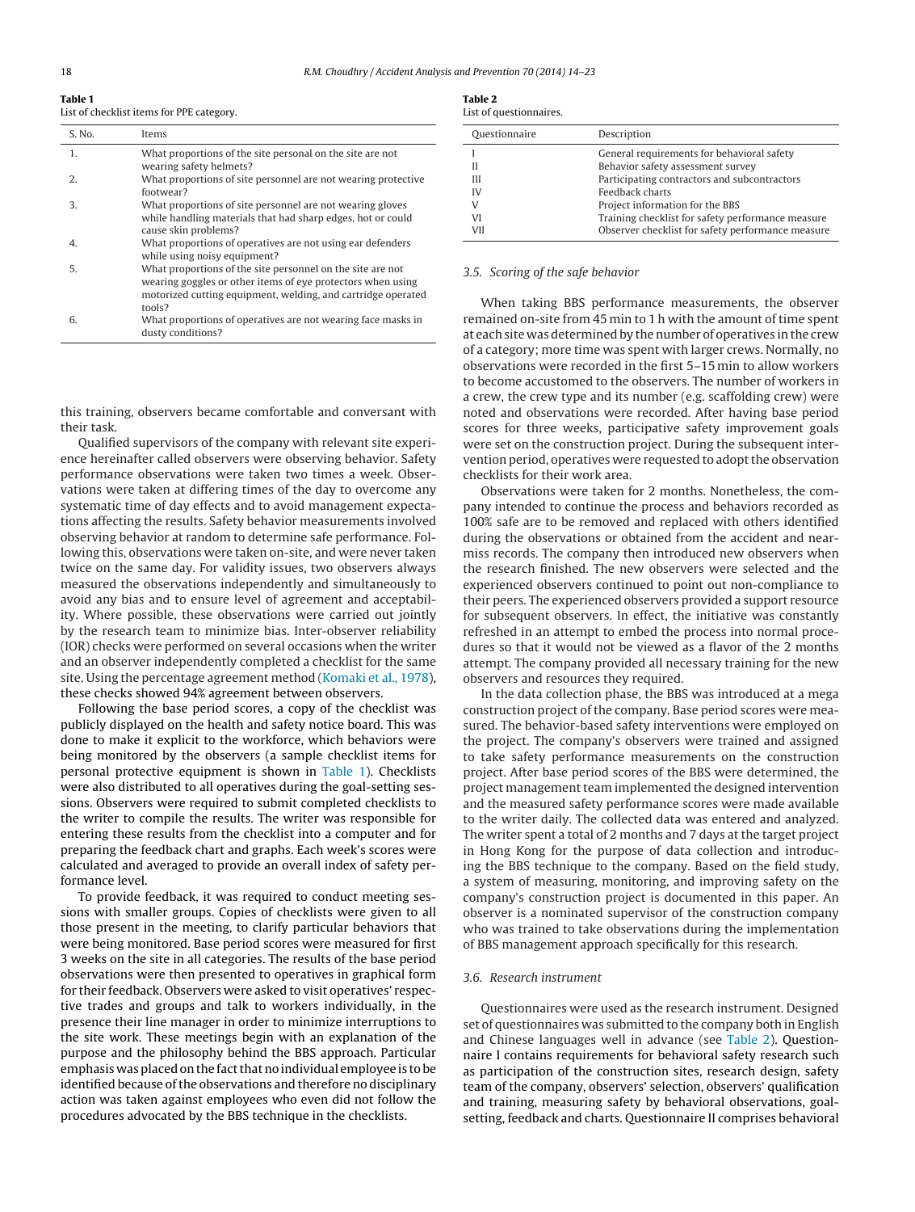**Table 1**
List of checklist items for PPE category.

| S. No. | Items |
|---|---|
| 1. | What proportions of the site personal on the site are not wearing safety helmets? |
| 2. | What proportions of site personnel are not wearing protective footwear? |
| 3. | What proportions of site personnel are not wearing gloves while handling materials that had sharp edges, hot or could cause skin problems? |
| 4. | What proportions of operatives are not using ear defenders while using noisy equipment? |
| 5. | What proportions of the site personnel on the site are not wearing goggles or other items of eye protectors when using motorized cutting equipment, welding, and cartridge operated tools? |
| 6. | What proportions of operatives are not wearing face masks in dusty conditions? |

this training, observers became comfortable and conversant with their task.

Qualified supervisors of the company with relevant site experience hereinafter called observers were observing behavior. Safety performance observations were taken two times a week. Observations were taken at differing times of the day to overcome any systematic time of day effects and to avoid management expectations affecting the results. Safety behavior measurements involved observing behavior at random to determine safe performance. Following this, observations were taken on-site, and were never taken twice on the same day. For validity issues, two observers always measured the observations independently and simultaneously to avoid any bias and to ensure level of agreement and acceptability. Where possible, these observations were carried out jointly by the research team to minimize bias. Inter-observer reliability (IOR) checks were performed on several occasions when the writer and an observer independently completed a checklist for the same site. Using the percentage agreement method (Komaki et al., 1978), these checks showed 94% agreement between observers.

Following the base period scores, a copy of the checklist was publicly displayed on the health and safety notice board. This was done to make it explicit to the workforce, which behaviors were being monitored by the observers (a sample checklist items for personal protective equipment is shown in Table 1). Checklists were also distributed to all operatives during the goal-setting sessions. Observers were required to submit completed checklists to the writer to compile the results. The writer was responsible for entering these results from the checklist into a computer and for preparing the feedback chart and graphs. Each week's scores were calculated and averaged to provide an overall index of safety performance level.

To provide feedback, it was required to conduct meeting sessions with smaller groups. Copies of checklists were given to all those present in the meeting, to clarify particular behaviors that were being monitored. Base period scores were measured for first 3 weeks on the site in all categories. The results of the base period observations were then presented to operatives in graphical form for their feedback. Observers were asked to visit operatives' respective trades and groups and talk to workers individually, in the presence their line manager in order to minimize interruptions to the site work. These meetings begin with an explanation of the purpose and the philosophy behind the BBS approach. Particular emphasis was placed on the fact that no individual employee is to be identified because of the observations and therefore no disciplinary action was taken against employees who even did not follow the procedures advocated by the BBS technique in the checklists.

**Table 2**
List of questionnaires.

| Questionnaire | Description |
|---|---|
| I | General requirements for behavioral safety |
| II | Behavior safety assessment survey |
| III | Participating contractors and subcontractors |
| IV | Feedback charts |
| V | Project information for the BBS |
| VI | Training checklist for safety performance measure |
| VII | Observer checklist for safety performance measure |

### 3.5. Scoring of the safe behavior

When taking BBS performance measurements, the observer remained on-site from 45 min to 1 h with the amount of time spent at each site was determined by the number of operatives in the crew of a category; more time was spent with larger crews. Normally, no observations were recorded in the first 5–15 min to allow workers to become accustomed to the observers. The number of workers in a crew, the crew type and its number (e.g. scaffolding crew) were noted and observations were recorded. After having base period scores for three weeks, participative safety improvement goals were set on the construction project. During the subsequent intervention period, operatives were requested to adopt the observation checklists for their work area.

Observations were taken for 2 months. Nonetheless, the company intended to continue the process and behaviors recorded as 100% safe are to be removed and replaced with others identified during the observations or obtained from the accident and near-miss records. The company then introduced new observers when the research finished. The new observers were selected and the experienced observers continued to point out non-compliance to their peers. The experienced observers provided a support resource for subsequent observers. In effect, the initiative was constantly refreshed in an attempt to embed the process into normal procedures so that it would not be viewed as a flavor of the 2 months attempt. The company provided all necessary training for the new observers and resources they required.

In the data collection phase, the BBS was introduced at a mega construction project of the company. Base period scores were measured. The behavior-based safety interventions were employed on the project. The company's observers were trained and assigned to take safety performance measurements on the construction project. After base period scores of the BBS were determined, the project management team implemented the designed intervention and the measured safety performance scores were made available to the writer daily. The collected data was entered and analyzed. The writer spent a total of 2 months and 7 days at the target project in Hong Kong for the purpose of data collection and introducing the BBS technique to the company. Based on the field study, a system of measuring, monitoring, and improving safety on the company's construction project is documented in this paper. An observer is a nominated supervisor of the construction company who was trained to take observations during the implementation of BBS management approach specifically for this research.

### 3.6. Research instrument

Questionnaires were used as the research instrument. Designed set of questionnaires was submitted to the company both in English and Chinese languages well in advance (see Table 2). Questionnaire I contains requirements for behavioral safety research such as participation of the construction sites, research design, safety team of the company, observers' selection, observers' qualification and training, measuring safety by behavioral observations, goal-setting, feedback and charts. Questionnaire II comprises behavioral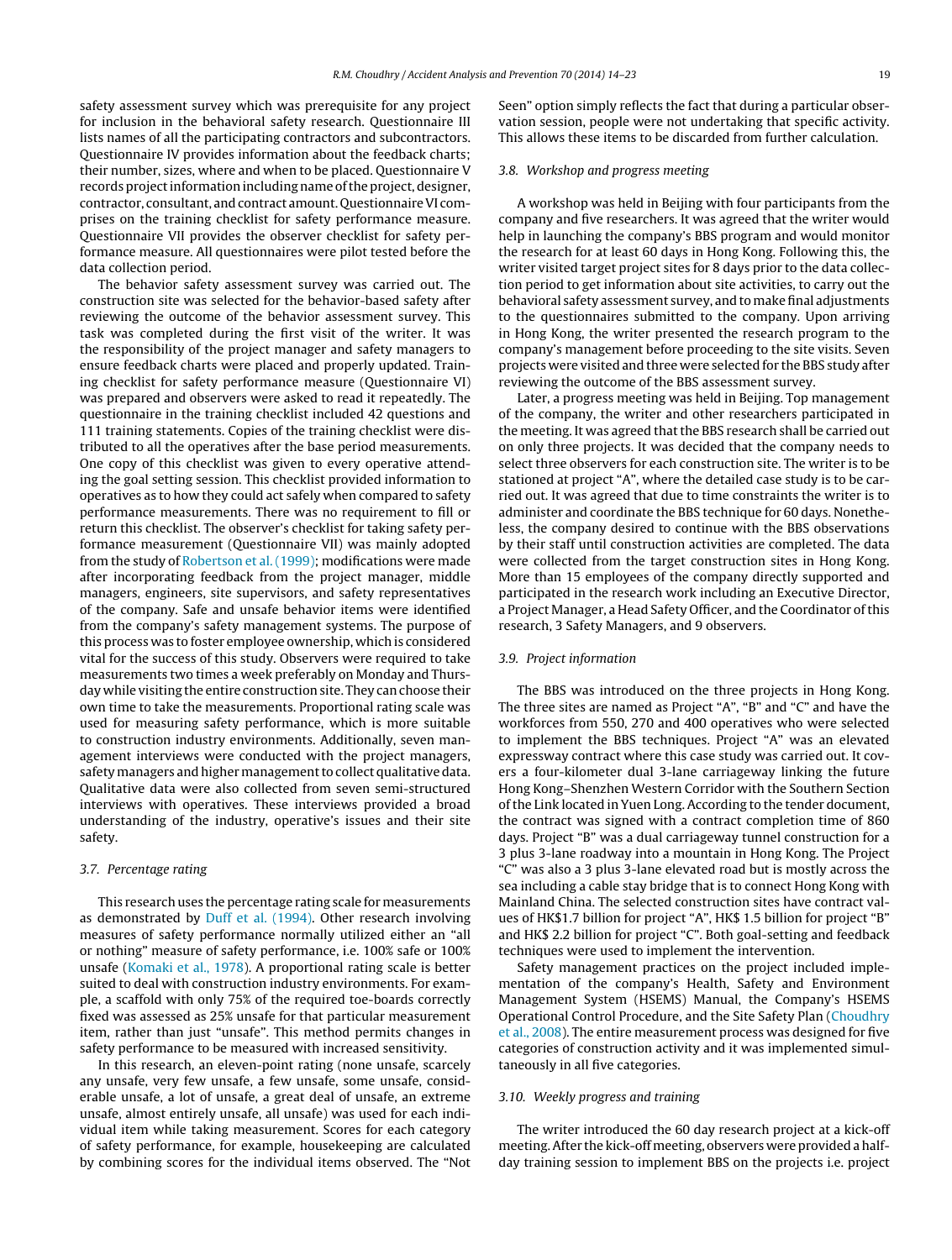safety assessment survey which was prerequisite for any project for inclusion in the behavioral safety research. Questionnaire III lists names of all the participating contractors and subcontractors. Questionnaire IV provides information about the feedback charts; their number, sizes, where and when to be placed. Questionnaire V records project information including name of the project, designer, contractor, consultant, and contract amount. Questionnaire VI comprises on the training checklist for safety performance measure. Questionnaire VII provides the observer checklist for safety performance measure. All questionnaires were pilot tested before the data collection period.

The behavior safety assessment survey was carried out. The construction site was selected for the behavior-based safety after reviewing the outcome of the behavior assessment survey. This task was completed during the first visit of the writer. It was the responsibility of the project manager and safety managers to ensure feedback charts were placed and properly updated. Training checklist for safety performance measure (Questionnaire VI) was prepared and observers were asked to read it repeatedly. The questionnaire in the training checklist included 42 questions and 111 training statements. Copies of the training checklist were distributed to all the operatives after the base period measurements. One copy of this checklist was given to every operative attending the goal setting session. This checklist provided information to operatives as to how they could act safely when compared to safety performance measurements. There was no requirement to fill or return this checklist. The observer's checklist for taking safety performance measurement (Questionnaire VII) was mainly adopted from the study of Robertson et al. (1999); modifications were made after incorporating feedback from the project manager, middle managers, engineers, site supervisors, and safety representatives of the company. Safe and unsafe behavior items were identified from the company's safety management systems. The purpose of this process was to foster employee ownership, which is considered vital for the success of this study. Observers were required to take measurements two times a week preferably on Monday and Thursday while visiting the entire construction site. They can choose their own time to take the measurements. Proportional rating scale was used for measuring safety performance, which is more suitable to construction industry environments. Additionally, seven management interviews were conducted with the project managers, safety managers and higher management to collect qualitative data. Qualitative data were also collected from seven semi-structured interviews with operatives. These interviews provided a broad understanding of the industry, operative's issues and their site safety.

### 3.7. Percentage rating

This research uses the percentage rating scale for measurements as demonstrated by Duff et al. (1994). Other research involving measures of safety performance normally utilized either an "all or nothing" measure of safety performance, i.e. 100% safe or 100% unsafe (Komaki et al., 1978). A proportional rating scale is better suited to deal with construction industry environments. For example, a scaffold with only 75% of the required toe-boards correctly fixed was assessed as 25% unsafe for that particular measurement item, rather than just "unsafe". This method permits changes in safety performance to be measured with increased sensitivity.

In this research, an eleven-point rating (none unsafe, scarcely any unsafe, very few unsafe, a few unsafe, some unsafe, considerable unsafe, a lot of unsafe, a great deal of unsafe, an extreme unsafe, almost entirely unsafe, all unsafe) was used for each individual item while taking measurement. Scores for each category of safety performance, for example, housekeeping are calculated by combining scores for the individual items observed. The "Not Seen" option simply reflects the fact that during a particular observation session, people were not undertaking that specific activity. This allows these items to be discarded from further calculation.

### 3.8. Workshop and progress meeting

A workshop was held in Beijing with four participants from the company and five researchers. It was agreed that the writer would help in launching the company's BBS program and would monitor the research for at least 60 days in Hong Kong. Following this, the writer visited target project sites for 8 days prior to the data collection period to get information about site activities, to carry out the behavioral safety assessment survey, and to make final adjustments to the questionnaires submitted to the company. Upon arriving in Hong Kong, the writer presented the research program to the company's management before proceeding to the site visits. Seven projects were visited and three were selected for the BBS study after reviewing the outcome of the BBS assessment survey.

Later, a progress meeting was held in Beijing. Top management of the company, the writer and other researchers participated in the meeting. It was agreed that the BBS research shall be carried out on only three projects. It was decided that the company needs to select three observers for each construction site. The writer is to be stationed at project "A", where the detailed case study is to be carried out. It was agreed that due to time constraints the writer is to administer and coordinate the BBS technique for 60 days. Nonetheless, the company desired to continue with the BBS observations by their staff until construction activities are completed. The data were collected from the target construction sites in Hong Kong. More than 15 employees of the company directly supported and participated in the research work including an Executive Director, a Project Manager, a Head Safety Officer, and the Coordinator of this research, 3 Safety Managers, and 9 observers.

### 3.9. Project information

The BBS was introduced on the three projects in Hong Kong. The three sites are named as Project "A", "B" and "C" and have the workforces from 550, 270 and 400 operatives who were selected to implement the BBS techniques. Project "A" was an elevated expressway contract where this case study was carried out. It covers a four-kilometer dual 3-lane carriageway linking the future Hong Kong–Shenzhen Western Corridor with the Southern Section of the Link located in Yuen Long. According to the tender document, the contract was signed with a contract completion time of 860 days. Project "B" was a dual carriageway tunnel construction for a 3 plus 3-lane roadway into a mountain in Hong Kong. The Project "C" was also a 3 plus 3-lane elevated road but is mostly across the sea including a cable stay bridge that is to connect Hong Kong with Mainland China. The selected construction sites have contract values of HK$1.7 billion for project "A", HK$ 1.5 billion for project "B" and HK$ 2.2 billion for project "C". Both goal-setting and feedback techniques were used to implement the intervention.

Safety management practices on the project included implementation of the company's Health, Safety and Environment Management System (HSEMS) Manual, the Company's HSEMS Operational Control Procedure, and the Site Safety Plan (Choudhry et al., 2008). The entire measurement process was designed for five categories of construction activity and it was implemented simultaneously in all five categories.

### 3.10. Weekly progress and training

The writer introduced the 60 day research project at a kick-off meeting. After the kick-off meeting, observers were provided a half-day training session to implement BBS on the projects i.e. project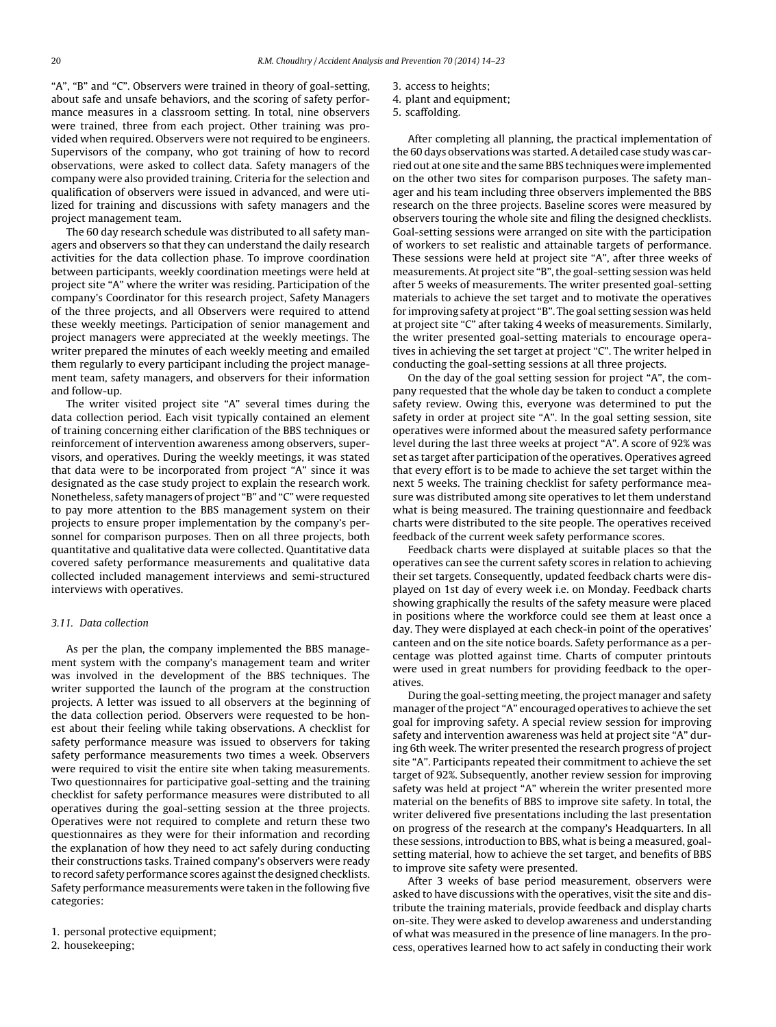"A", "B" and "C". Observers were trained in theory of goal-setting, about safe and unsafe behaviors, and the scoring of safety performance measures in a classroom setting. In total, nine observers were trained, three from each project. Other training was provided when required. Observers were not required to be engineers. Supervisors of the company, who got training of how to record observations, were asked to collect data. Safety managers of the company were also provided training. Criteria for the selection and qualification of observers were issued in advanced, and were utilized for training and discussions with safety managers and the project management team.

The 60 day research schedule was distributed to all safety managers and observers so that they can understand the daily research activities for the data collection phase. To improve coordination between participants, weekly coordination meetings were held at project site "A" where the writer was residing. Participation of the company's Coordinator for this research project, Safety Managers of the three projects, and all Observers were required to attend these weekly meetings. Participation of senior management and project managers were appreciated at the weekly meetings. The writer prepared the minutes of each weekly meeting and emailed them regularly to every participant including the project management team, safety managers, and observers for their information and follow-up.

The writer visited project site "A" several times during the data collection period. Each visit typically contained an element of training concerning either clarification of the BBS techniques or reinforcement of intervention awareness among observers, supervisors, and operatives. During the weekly meetings, it was stated that data were to be incorporated from project "A" since it was designated as the case study project to explain the research work. Nonetheless, safety managers of project "B" and "C" were requested to pay more attention to the BBS management system on their projects to ensure proper implementation by the company's personnel for comparison purposes. Then on all three projects, both quantitative and qualitative data were collected. Quantitative data covered safety performance measurements and qualitative data collected included management interviews and semi-structured interviews with operatives.

### 3.11. Data collection

As per the plan, the company implemented the BBS management system with the company's management team and writer was involved in the development of the BBS techniques. The writer supported the launch of the program at the construction projects. A letter was issued to all observers at the beginning of the data collection period. Observers were requested to be honest about their feeling while taking observations. A checklist for safety performance measure was issued to observers for taking safety performance measurements two times a week. Observers were required to visit the entire site when taking measurements. Two questionnaires for participative goal-setting and the training checklist for safety performance measures were distributed to all operatives during the goal-setting session at the three projects. Operatives were not required to complete and return these two questionnaires as they were for their information and recording the explanation of how they need to act safely during conducting their constructions tasks. Trained company's observers were ready to record safety performance scores against the designed checklists. Safety performance measurements were taken in the following five categories:

1. personal protective equipment;
2. housekeeping;
3. access to heights;
4. plant and equipment;
5. scaffolding.

After completing all planning, the practical implementation of the 60 days observations was started. A detailed case study was carried out at one site and the same BBS techniques were implemented on the other two sites for comparison purposes. The safety manager and his team including three observers implemented the BBS research on the three projects. Baseline scores were measured by observers touring the whole site and filing the designed checklists. Goal-setting sessions were arranged on site with the participation of workers to set realistic and attainable targets of performance. These sessions were held at project site "A", after three weeks of measurements. At project site "B", the goal-setting session was held after 5 weeks of measurements. The writer presented goal-setting materials to achieve the set target and to motivate the operatives for improving safety at project "B". The goal setting session was held at project site "C" after taking 4 weeks of measurements. Similarly, the writer presented goal-setting materials to encourage operatives in achieving the set target at project "C". The writer helped in conducting the goal-setting sessions at all three projects.

On the day of the goal setting session for project "A", the company requested that the whole day be taken to conduct a complete safety review. Owing this, everyone was determined to put the safety in order at project site "A". In the goal setting session, site operatives were informed about the measured safety performance level during the last three weeks at project "A". A score of 92% was set as target after participation of the operatives. Operatives agreed that every effort is to be made to achieve the set target within the next 5 weeks. The training checklist for safety performance measure was distributed among site operatives to let them understand what is being measured. The training questionnaire and feedback charts were distributed to the site people. The operatives received feedback of the current week safety performance scores.

Feedback charts were displayed at suitable places so that the operatives can see the current safety scores in relation to achieving their set targets. Consequently, updated feedback charts were displayed on 1st day of every week i.e. on Monday. Feedback charts showing graphically the results of the safety measure were placed in positions where the workforce could see them at least once a day. They were displayed at each check-in point of the operatives' canteen and on the site notice boards. Safety performance as a percentage was plotted against time. Charts of computer printouts were used in great numbers for providing feedback to the operatives.

During the goal-setting meeting, the project manager and safety manager of the project "A" encouraged operatives to achieve the set goal for improving safety. A special review session for improving safety and intervention awareness was held at project site "A" during 6th week. The writer presented the research progress of project site "A". Participants repeated their commitment to achieve the set target of 92%. Subsequently, another review session for improving safety was held at project "A" wherein the writer presented more material on the benefits of BBS to improve site safety. In total, the writer delivered five presentations including the last presentation on progress of the research at the company's Headquarters. In all these sessions, introduction to BBS, what is being a measured, goal-setting material, how to achieve the set target, and benefits of BBS to improve site safety were presented.

After 3 weeks of base period measurement, observers were asked to have discussions with the operatives, visit the site and distribute the training materials, provide feedback and display charts on-site. They were asked to develop awareness and understanding of what was measured in the presence of line managers. In the process, operatives learned how to act safely in conducting their work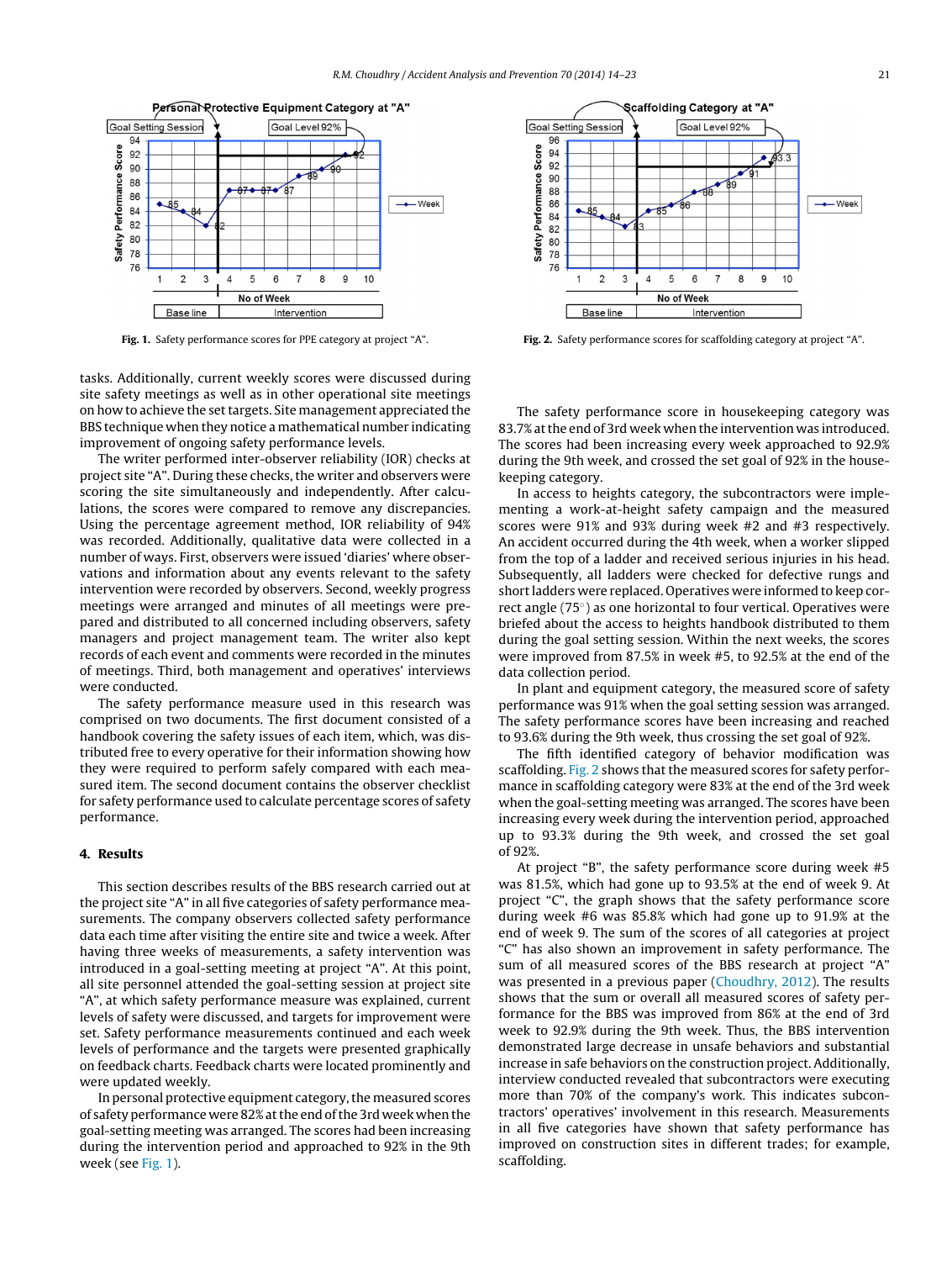Personal Protective Equipment Category at "A"

Goal Setting Session

Goal Level 92%

Safety Performance Score

94
92
90
88
86
84
82
80
78
76

85 84 82 87 87 87 89 90 92

Week

1 2 3 4 5 6 7 8 9 10

No of Week

Base line

Intervention

**Fig. 1.** Safety performance scores for PPE category at project "A".

Scaffolding Category at "A"

Goal Setting Session

Goal Level 92%

Safety Performance Score

96
94
92
90
88
86
84
82
80
78
76

85 84 83 85 86 88 89 91 93.3

Week

1 2 3 4 5 6 7 8 9 10

No of Week

Base line

Intervention

**Fig. 2.** Safety performance scores for scaffolding category at project "A".

tasks. Additionally, current weekly scores were discussed during site safety meetings as well as in other operational site meetings on how to achieve the set targets. Site management appreciated the BBS technique when they notice a mathematical number indicating improvement of ongoing safety performance levels.

The writer performed inter-observer reliability (IOR) checks at project site "A". During these checks, the writer and observers were scoring the site simultaneously and independently. After calculations, the scores were compared to remove any discrepancies. Using the percentage agreement method, IOR reliability of 94% was recorded. Additionally, qualitative data were collected in a number of ways. First, observers were issued 'diaries' where observations and information about any events relevant to the safety intervention were recorded by observers. Second, weekly progress meetings were arranged and minutes of all meetings were prepared and distributed to all concerned including observers, safety managers and project management team. The writer also kept records of each event and comments were recorded in the minutes of meetings. Third, both management and operatives' interviews were conducted.

The safety performance measure used in this research was comprised on two documents. The first document consisted of a handbook covering the safety issues of each item, which, was distributed free to every operative for their information showing how they were required to perform safely compared with each measured item. The second document contains the observer checklist for safety performance used to calculate percentage scores of safety performance.

## 4. Results

This section describes results of the BBS research carried out at the project site "A" in all five categories of safety performance measurements. The company observers collected safety performance data each time after visiting the entire site and twice a week. After having three weeks of measurements, a safety intervention was introduced in a goal-setting meeting at project "A". At this point, all site personnel attended the goal-setting session at project site "A", at which safety performance measure was explained, current levels of safety were discussed, and targets for improvement were set. Safety performance measurements continued and each week levels of performance and the targets were presented graphically on feedback charts. Feedback charts were located prominently and were updated weekly.

In personal protective equipment category, the measured scores of safety performance were 82% at the end of the 3rd week when the goal-setting meeting was arranged. The scores had been increasing during the intervention period and approached to 92% in the 9th week (see Fig. 1).

The safety performance score in housekeeping category was 83.7% at the end of 3rd week when the intervention was introduced. The scores had been increasing every week approached to 92.9% during the 9th week, and crossed the set goal of 92% in the housekeeping category.

In access to heights category, the subcontractors were implementing a work-at-height safety campaign and the measured scores were 91% and 93% during week #2 and #3 respectively. An accident occurred during the 4th week, when a worker slipped from the top of a ladder and received serious injuries in his head. Subsequently, all ladders were checked for defective rungs and short ladders were replaced. Operatives were informed to keep correct angle (75°) as one horizontal to four vertical. Operatives were briefed about the access to heights handbook distributed to them during the goal setting session. Within the next weeks, the scores were improved from 87.5% in week #5, to 92.5% at the end of the data collection period.

In plant and equipment category, the measured score of safety performance was 91% when the goal setting session was arranged. The safety performance scores have been increasing and reached to 93.6% during the 9th week, thus crossing the set goal of 92%.

The fifth identified category of behavior modification was scaffolding. Fig. 2 shows that the measured scores for safety performance in scaffolding category were 83% at the end of the 3rd week when the goal-setting meeting was arranged. The scores have been increasing every week during the intervention period, approached up to 93.3% during the 9th week, and crossed the set goal of 92%.

At project "B", the safety performance score during week #5 was 81.5%, which had gone up to 93.5% at the end of week 9. At project "C", the graph shows that the safety performance score during week #6 was 85.8% which had gone up to 91.9% at the end of week 9. The sum of the scores of all categories at project "C" has also shown an improvement in safety performance. The sum of all measured scores of the BBS research at project "A" was presented in a previous paper (Choudhry, 2012). The results shows that the sum or overall all measured scores of safety performance for the BBS was improved from 86% at the end of 3rd week to 92.9% during the 9th week. Thus, the BBS intervention demonstrated large decrease in unsafe behaviors and substantial increase in safe behaviors on the construction project. Additionally, interview conducted revealed that subcontractors were executing more than 70% of the company's work. This indicates subcontractors' operatives' involvement in this research. Measurements in all five categories have shown that safety performance has improved on construction sites in different trades; for example, scaffolding.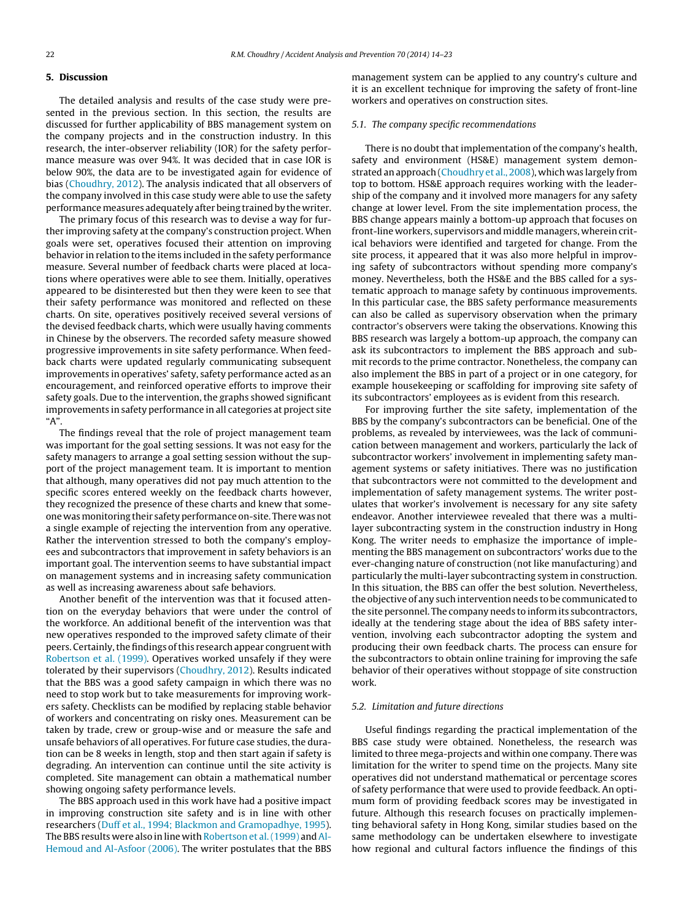## 5. Discussion

The detailed analysis and results of the case study were presented in the previous section. In this section, the results are discussed for further applicability of BBS management system on the company projects and in the construction industry. In this research, the inter-observer reliability (IOR) for the safety performance measure was over 94%. It was decided that in case IOR is below 90%, the data are to be investigated again for evidence of bias (Choudhry, 2012). The analysis indicated that all observers of the company involved in this case study were able to use the safety performance measures adequately after being trained by the writer.

The primary focus of this research was to devise a way for further improving safety at the company's construction project. When goals were set, operatives focused their attention on improving behavior in relation to the items included in the safety performance measure. Several number of feedback charts were placed at locations where operatives were able to see them. Initially, operatives appeared to be disinterested but then they were keen to see that their safety performance was monitored and reflected on these charts. On site, operatives positively received several versions of the devised feedback charts, which were usually having comments in Chinese by the observers. The recorded safety measure showed progressive improvements in site safety performance. When feedback charts were updated regularly communicating subsequent improvements in operatives' safety, safety performance acted as an encouragement, and reinforced operative efforts to improve their safety goals. Due to the intervention, the graphs showed significant improvements in safety performance in all categories at project site "A".

The findings reveal that the role of project management team was important for the goal setting sessions. It was not easy for the safety managers to arrange a goal setting session without the support of the project management team. It is important to mention that although, many operatives did not pay much attention to the specific scores entered weekly on the feedback charts however, they recognized the presence of these charts and knew that someone was monitoring their safety performance on-site. There was not a single example of rejecting the intervention from any operative. Rather the intervention stressed to both the company's employees and subcontractors that improvement in safety behaviors is an important goal. The intervention seems to have substantial impact on management systems and in increasing safety communication as well as increasing awareness about safe behaviors.

Another benefit of the intervention was that it focused attention on the everyday behaviors that were under the control of the workforce. An additional benefit of the intervention was that new operatives responded to the improved safety climate of their peers. Certainly, the findings of this research appear congruent with Robertson et al. (1999). Operatives worked unsafely if they were tolerated by their supervisors (Choudhry, 2012). Results indicated that the BBS was a good safety campaign in which there was no need to stop work but to take measurements for improving workers safety. Checklists can be modified by replacing stable behavior of workers and concentrating on risky ones. Measurement can be taken by trade, crew or group-wise and or measure the safe and unsafe behaviors of all operatives. For future case studies, the duration can be 8 weeks in length, stop and then start again if safety is degrading. An intervention can continue until the site activity is completed. Site management can obtain a mathematical number showing ongoing safety performance levels.

The BBS approach used in this work have had a positive impact in improving construction site safety and is in line with other researchers (Duff et al., 1994; Blackmon and Gramopadhye, 1995). The BBS results were also in line with Robertson et al. (1999) and Al-Hemoud and Al-Asfoor (2006). The writer postulates that the BBS management system can be applied to any country's culture and it is an excellent technique for improving the safety of front-line workers and operatives on construction sites.

### 5.1. The company specific recommendations

There is no doubt that implementation of the company's health, safety and environment (HS&E) management system demonstrated an approach (Choudhry et al., 2008), which was largely from top to bottom. HS&E approach requires working with the leadership of the company and it involved more managers for any safety change at lower level. From the site implementation process, the BBS change appears mainly a bottom-up approach that focuses on front-line workers, supervisors and middle managers, wherein critical behaviors were identified and targeted for change. From the site process, it appeared that it was also more helpful in improving safety of subcontractors without spending more company's money. Nevertheless, both the HS&E and the BBS called for a systematic approach to manage safety by continuous improvements. In this particular case, the BBS safety performance measurements can also be called as supervisory observation when the primary contractor's observers were taking the observations. Knowing this BBS research was largely a bottom-up approach, the company can ask its subcontractors to implement the BBS approach and submit records to the prime contractor. Nonetheless, the company can also implement the BBS in part of a project or in one category, for example housekeeping or scaffolding for improving site safety of its subcontractors' employees as is evident from this research.

For improving further the site safety, implementation of the BBS by the company's subcontractors can be beneficial. One of the problems, as revealed by interviewees, was the lack of communication between management and workers, particularly the lack of subcontractor workers' involvement in implementing safety management systems or safety initiatives. There was no justification that subcontractors were not committed to the development and implementation of safety management systems. The writer postulates that worker's involvement is necessary for any site safety endeavor. Another interviewee revealed that there was a multi-layer subcontracting system in the construction industry in Hong Kong. The writer needs to emphasize the importance of implementing the BBS management on subcontractors' works due to the ever-changing nature of construction (not like manufacturing) and particularly the multi-layer subcontracting system in construction. In this situation, the BBS can offer the best solution. Nevertheless, the objective of any such intervention needs to be communicated to the site personnel. The company needs to inform its subcontractors, ideally at the tendering stage about the idea of BBS safety intervention, involving each subcontractor adopting the system and producing their own feedback charts. The process can ensure for the subcontractors to obtain online training for improving the safe behavior of their operatives without stoppage of site construction work.

### 5.2. Limitation and future directions

Useful findings regarding the practical implementation of the BBS case study were obtained. Nonetheless, the research was limited to three mega-projects and within one company. There was limitation for the writer to spend time on the projects. Many site operatives did not understand mathematical or percentage scores of safety performance that were used to provide feedback. An optimum form of providing feedback scores may be investigated in future. Although this research focuses on practically implementing behavioral safety in Hong Kong, similar studies based on the same methodology can be undertaken elsewhere to investigate how regional and cultural factors influence the findings of this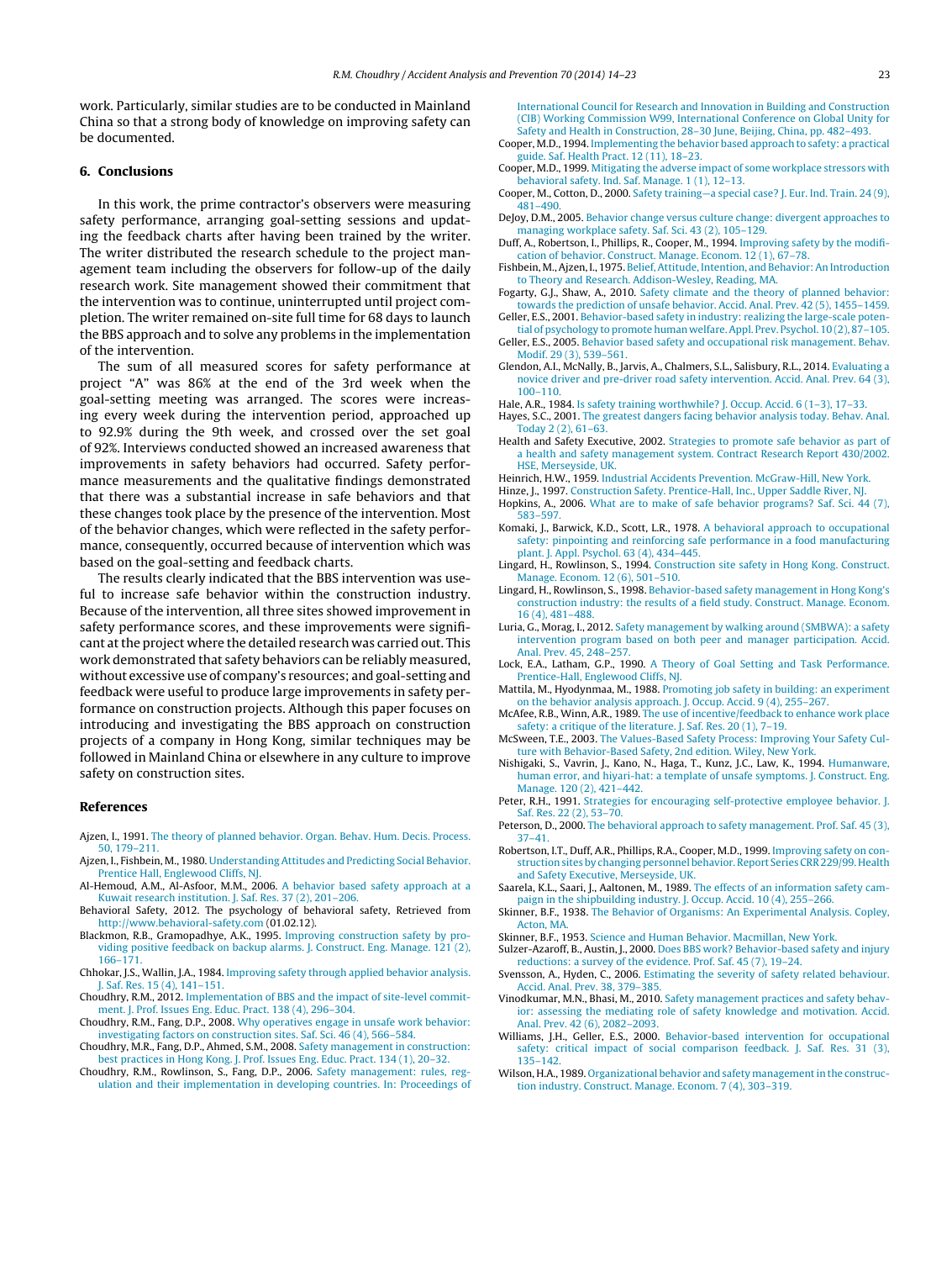work. Particularly, similar studies are to be conducted in Mainland China so that a strong body of knowledge on improving safety can be documented.

## 6. Conclusions

In this work, the prime contractor's observers were measuring safety performance, arranging goal-setting sessions and updating the feedback charts after having been trained by the writer. The writer distributed the research schedule to the project management team including the observers for follow-up of the daily research work. Site management showed their commitment that the intervention was to continue, uninterrupted until project completion. The writer remained on-site full time for 68 days to launch the BBS approach and to solve any problems in the implementation of the intervention.

The sum of all measured scores for safety performance at project "A" was 86% at the end of the 3rd week when the goal-setting meeting was arranged. The scores were increasing every week during the intervention period, approached up to 92.9% during the 9th week, and crossed over the set goal of 92%. Interviews conducted showed an increased awareness that improvements in safety behaviors had occurred. Safety performance measurements and the qualitative findings demonstrated that there was a substantial increase in safe behaviors and that these changes took place by the presence of the intervention. Most of the behavior changes, which were reflected in the safety performance, consequently, occurred because of intervention which was based on the goal-setting and feedback charts.

The results clearly indicated that the BBS intervention was useful to increase safe behavior within the construction industry. Because of the intervention, all three sites showed improvement in safety performance scores, and these improvements were significant at the project where the detailed research was carried out. This work demonstrated that safety behaviors can be reliably measured, without excessive use of company's resources; and goal-setting and feedback were useful to produce large improvements in safety performance on construction projects. Although this paper focuses on introducing and investigating the BBS approach on construction projects of a company in Hong Kong, similar techniques may be followed in Mainland China or elsewhere in any culture to improve safety on construction sites.

## References

Ajzen, I., 1991. The theory of planned behavior. Organ. Behav. Hum. Decis. Process. 50, 179–211.

Ajzen, I., Fishbein, M., 1980. Understanding Attitudes and Predicting Social Behavior. Prentice Hall, Englewood Cliffs, NJ.

Al-Hemoud, A.M., Al-Asfoor, M.M., 2006. A behavior based safety approach at a Kuwait research institution. J. Saf. Res. 37 (2), 201–206.

Behavioral Safety, 2012. The psychology of behavioral safety, Retrieved from http://www.behavioral-safety.com (01.02.12).

Blackmon, R.B., Gramopadhye, A.K., 1995. Improving construction safety by providing positive feedback on backup alarms. J. Construct. Eng. Manage. 121 (2), 166–171.

Chhokar, J.S., Wallin, J.A., 1984. Improving safety through applied behavior analysis. J. Saf. Res. 15 (4), 141–151.

Choudhry, R.M., 2012. Implementation of BBS and the impact of site-level commitment. J. Prof. Issues Eng. Educ. Pract. 138 (4), 296–304.

Choudhry, R.M., Fang, D.P., 2008. Why operatives engage in unsafe work behavior: investigating factors on construction sites. Saf. Sci. 46 (4), 566–584.

Choudhry, M.R., Fang, D.P., Ahmed, S.M., 2008. Safety management in construction: best practices in Hong Kong. J. Prof. Issues Eng. Educ. Pract. 134 (1), 20–32.

Choudhry, R.M., Rowlinson, S., Fang, D.P., 2006. Safety management: rules, regulation and their implementation in developing countries. In: Proceedings of International Council for Research and Innovation in Building and Construction (CIB) Working Commission W99, International Conference on Global Unity for Safety and Health in Construction, 28–30 June, Beijing, China, pp. 482–493.

Cooper, M.D., 1994. Implementing the behavior based approach to safety: a practical guide. Saf. Health Pract. 12 (11), 18–23.

Cooper, M.D., 1999. Mitigating the adverse impact of some workplace stressors with behavioral safety. Ind. Saf. Manage. 1 (1), 12–13.

Cooper, M., Cotton, D., 2000. Safety training—a special case? J. Eur. Ind. Train. 24 (9), 481–490.

DeJoy, D.M., 2005. Behavior change versus culture change: divergent approaches to managing workplace safety. Saf. Sci. 43 (2), 105–129.

Duff, A., Robertson, I., Phillips, R., Cooper, M., 1994. Improving safety by the modification of behavior. Construct. Manage. Econom. 12 (1), 67–78.

Fishbein, M., Ajzen, I., 1975. Belief, Attitude, Intention, and Behavior: An Introduction to Theory and Research. Addison-Wesley, Reading, MA.

Fogarty, G.J., Shaw, A., 2010. Safety climate and the theory of planned behavior: towards the prediction of unsafe behavior. Accid. Anal. Prev. 42 (5), 1455–1459.

Geller, E.S., 2001. Behavior-based safety in industry: realizing the large-scale potential of psychology to promote human welfare. Appl. Prev. Psychol. 10 (2), 87–105.

Geller, E.S., 2005. Behavior based safety and occupational risk management. Behav. Modif. 29 (3), 539–561.

Glendon, A.I., McNally, B., Jarvis, A., Chalmers, S.L., Salisbury, R.L., 2014. Evaluating a novice driver and pre-driver road safety intervention. Accid. Anal. Prev. 64 (3), 100–110.

Hale, A.R., 1984. Is safety training worthwhile? J. Occup. Accid. 6 (1–3), 17–33.

Hayes, S.C., 2001. The greatest dangers facing behavior analysis today. Behav. Anal. Today 2 (2), 61–63.

Health and Safety Executive, 2002. Strategies to promote safe behavior as part of a health and safety management system. Contract Research Report 430/2002. HSE, Merseyside, UK.

Heinrich, H.W., 1959. Industrial Accidents Prevention. McGraw-Hill, New York.

Hinze, J., 1997. Construction Safety. Prentice-Hall, Inc., Upper Saddle River, NJ.

Hopkins, A., 2006. What are to make of safe behavior programs? Saf. Sci. 44 (7), 583–597.

Komaki, J., Barwick, K.D., Scott, L.R., 1978. A behavioral approach to occupational safety: pinpointing and reinforcing safe performance in a food manufacturing plant. J. Appl. Psychol. 63 (4), 434–445.

Lingard, H., Rowlinson, S., 1994. Construction site safety in Hong Kong. Construct. Manage. Econom. 12 (6), 501–510.

Lingard, H., Rowlinson, S., 1998. Behavior-based safety management in Hong Kong's construction industry: the results of a field study. Construct. Manage. Econom. 16 (4), 481–488.

Luria, G., Morag, I., 2012. Safety management by walking around (SMBWA): a safety intervention program based on both peer and manager participation. Accid. Anal. Prev. 45, 248–257.

Lock, E.A., Latham, G.P., 1990. A Theory of Goal Setting and Task Performance. Prentice-Hall, Englewood Cliffs, NJ.

Mattila, M., Hyodynmaa, M., 1988. Promoting job safety in building: an experiment on the behavior analysis approach. J. Occup. Accid. 9 (4), 255–267.

McAfee, R.B., Winn, A.R., 1989. The use of incentive/feedback to enhance work place safety: a critique of the literature. J. Saf. Res. 20 (1), 7–19.

McSween, T.E., 2003. The Values-Based Safety Process: Improving Your Safety Culture with Behavior-Based Safety, 2nd edition. Wiley, New York.

Nishigaki, S., Vavrin, J., Kano, N., Haga, T., Kunz, J.C., Law, K., 1994. Humanware, human error, and hiyari-hat: a template of unsafe symptoms. J. Construct. Eng. Manage. 120 (2), 421–442.

Peter, R.H., 1991. Strategies for encouraging self-protective employee behavior. J. Saf. Res. 22 (2), 53–70.

Peterson, D., 2000. The behavioral approach to safety management. Prof. Saf. 45 (3), 37–41.

Robertson, I.T., Duff, A.R., Phillips, R.A., Cooper, M.D., 1999. Improving safety on construction sites by changing personnel behavior. Report Series CRR 229/99. Health and Safety Executive, Merseyside, UK.

Saarela, K.L., Saari, J., Aaltonen, M., 1989. The effects of an information safety campaign in the shipbuilding industry. J. Occup. Accid. 10 (4), 255–266.

Skinner, B.F., 1938. The Behavior of Organisms: An Experimental Analysis. Copley, Acton, MA.

Skinner, B.F., 1953. Science and Human Behavior. Macmillan, New York.

Sulzer-Azaroff, B., Austin, J., 2000. Does BBS work? Behavior-based safety and injury reductions: a survey of the evidence. Prof. Saf. 45 (7), 19–24.

Svensson, A., Hyden, C., 2006. Estimating the severity of safety related behaviour. Accid. Anal. Prev. 38, 379–385.

Vinodkumar, M.N., Bhasi, M., 2010. Safety management practices and safety behavior: assessing the mediating role of safety knowledge and motivation. Accid. Anal. Prev. 42 (6), 2082–2093.

Williams, J.H., Geller, E.S., 2000. Behavior-based intervention for occupational safety: critical impact of social comparison feedback. J. Saf. Res. 31 (3), 135–142.

Wilson, H.A., 1989. Organizational behavior and safety management in the construction industry. Construct. Manage. Econom. 7 (4), 303–319.